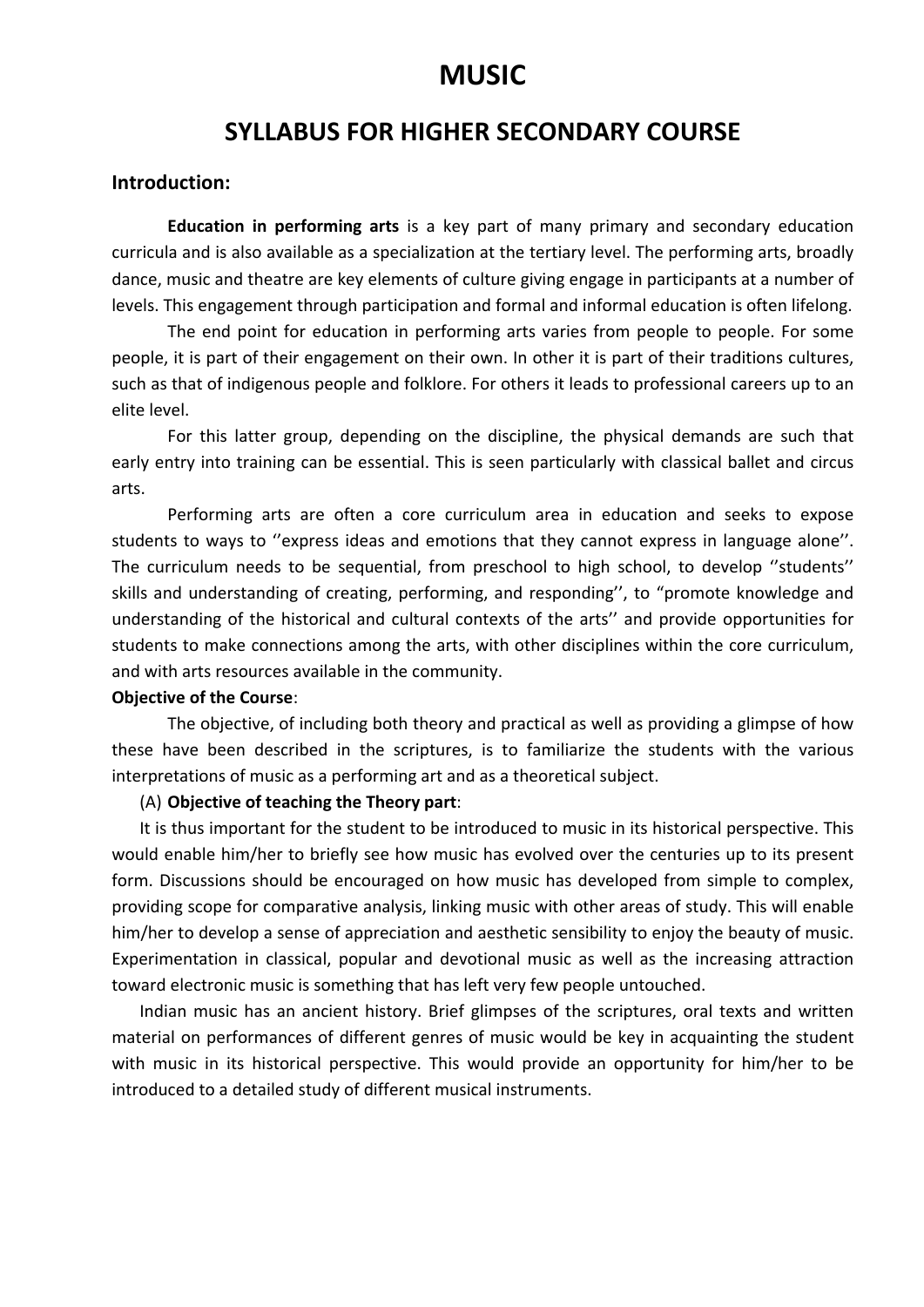# MUSIC

## SYLLABUS FOR HIGHER SECONDARY COURSE

### Introduction:

**Education in performing arts** is a key part of many primary and secondary education curricula and is also available as a specialization at the tertiary level. The performing arts, broadly dance, music and theatre are key elements of culture giving engage in participants at a number of levels. This engagement through participation and formal and informal education is often lifelong.

The end point for education in performing arts varies from people to people. For some people, it is part of their engagement on their own. In other it is part of their traditions cultures, such as that of indigenous people and folklore. For others it leads to professional careers up to an elite level.

For this latter group, depending on the discipline, the physical demands are such that early entry into training can be essential. This is seen particularly with classical ballet and circus arts.

Performing arts are often a core curriculum area in education and seeks to expose students to ways to ''express ideas and emotions that they cannot express in language alone''. The curriculum needs to be sequential, from preschool to high school, to develop ''students'' skills and understanding of creating, performing, and responding'', to "promote knowledge and understanding of the historical and cultural contexts of the arts'' and provide opportunities for students to make connections among the arts, with other disciplines within the core curriculum, and with arts resources available in the community.

**Objective of the Course**:

The objective, of including both theory and practical as well as providing a glimpse of how these have been described in the scriptures, is to familiarize the students with the various interpretations of music as a performing art and as a theoretical subject.

(A) **Objective of teaching the Theory part**:

It is thus important for the student to be introduced to music in its historical perspective. This would enable him/her to briefly see how music has evolved over the centuries up to its present form. Discussions should be encouraged on how music has developed from simple to complex, providing scope for comparative analysis, linking music with other areas of study. This will enable him/her to develop a sense of appreciation and aesthetic sensibility to enjoy the beauty of music. Experimentation in classical, popular and devotional music as well as the increasing attraction toward electronic music is something that has left very few people untouched.

Indian music has an ancient history. Brief glimpses of the scriptures, oral texts and written material on performances of different genres of music would be key in acquainting the student with music in its historical perspective. This would provide an opportunity for him/her to be introduced to a detailed study of different musical instruments.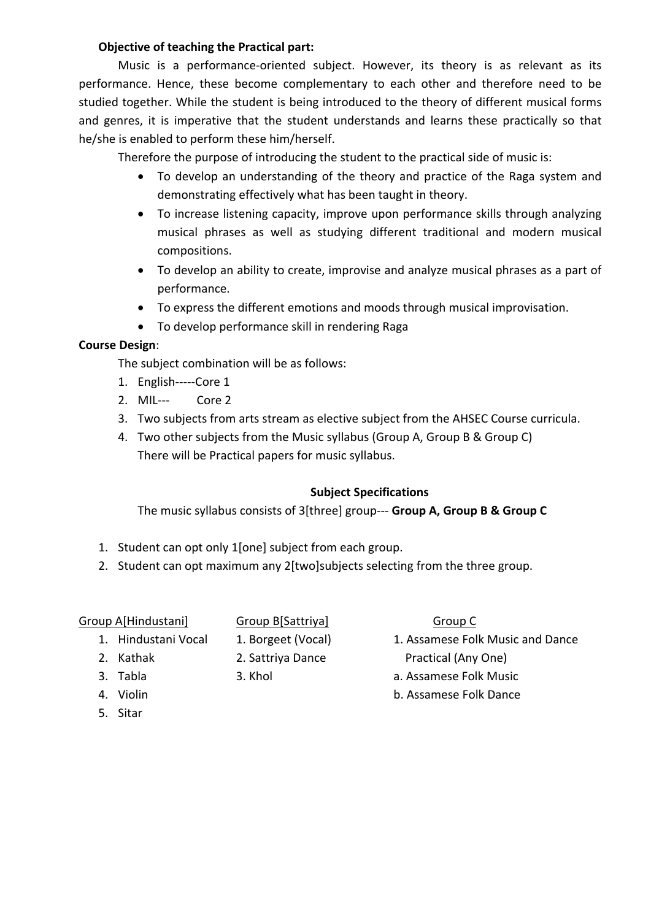**Objective of teaching the Practical part:**

Music is a performance-oriented subject. However, its theory is as relevant as its performance. Hence, these become complementary to each other and therefore need to be studied together. While the student is being introduced to the theory of different musical forms and genres, it is imperative that the student understands and learns these practically so that he/she is enabled to perform these him/herself.

Therefore the purpose of introducing the student to the practical side of music is:

- To develop an understanding of the theory and practice of the Raga system and demonstrating effectively what has been taught in theory.
- To increase listening capacity, improve upon performance skills through analyzing musical phrases as well as studying different traditional and modern musical compositions.
- To develop an ability to create, improvise and analyze musical phrases as a part of performance.
- To express the different emotions and moods through musical improvisation.
- To develop performance skill in rendering Raga

**Course Design**:

The subject combination will be as follows:

1. English-----Core 1
2. MIL--- Core 2
3. Two subjects from arts stream as elective subject from the AHSEC Course curricula.
4. Two other subjects from the Music syllabus (Group A, Group B & Group C)
   There will be Practical papers for music syllabus.

**Subject Specifications**

The music syllabus consists of 3[three] group--- **Group A, Group B & Group C**

1. Student can opt only 1[one] subject from each group.
2. Student can opt maximum any 2[two]subjects selecting from the three group.

| Group A[Hindustani] | Group B[Sattriya] | Group C |
|---|---|---|
| 1. Hindustani Vocal | 1. Borgeet (Vocal) | 1. Assamese Folk Music and Dance Practical (Any One) |
| 2. Kathak | 2. Sattriya Dance | a. Assamese Folk Music |
| 3. Tabla | 3. Khol | b. Assamese Folk Dance |
| 4. Violin | | |
| 5. Sitar | | |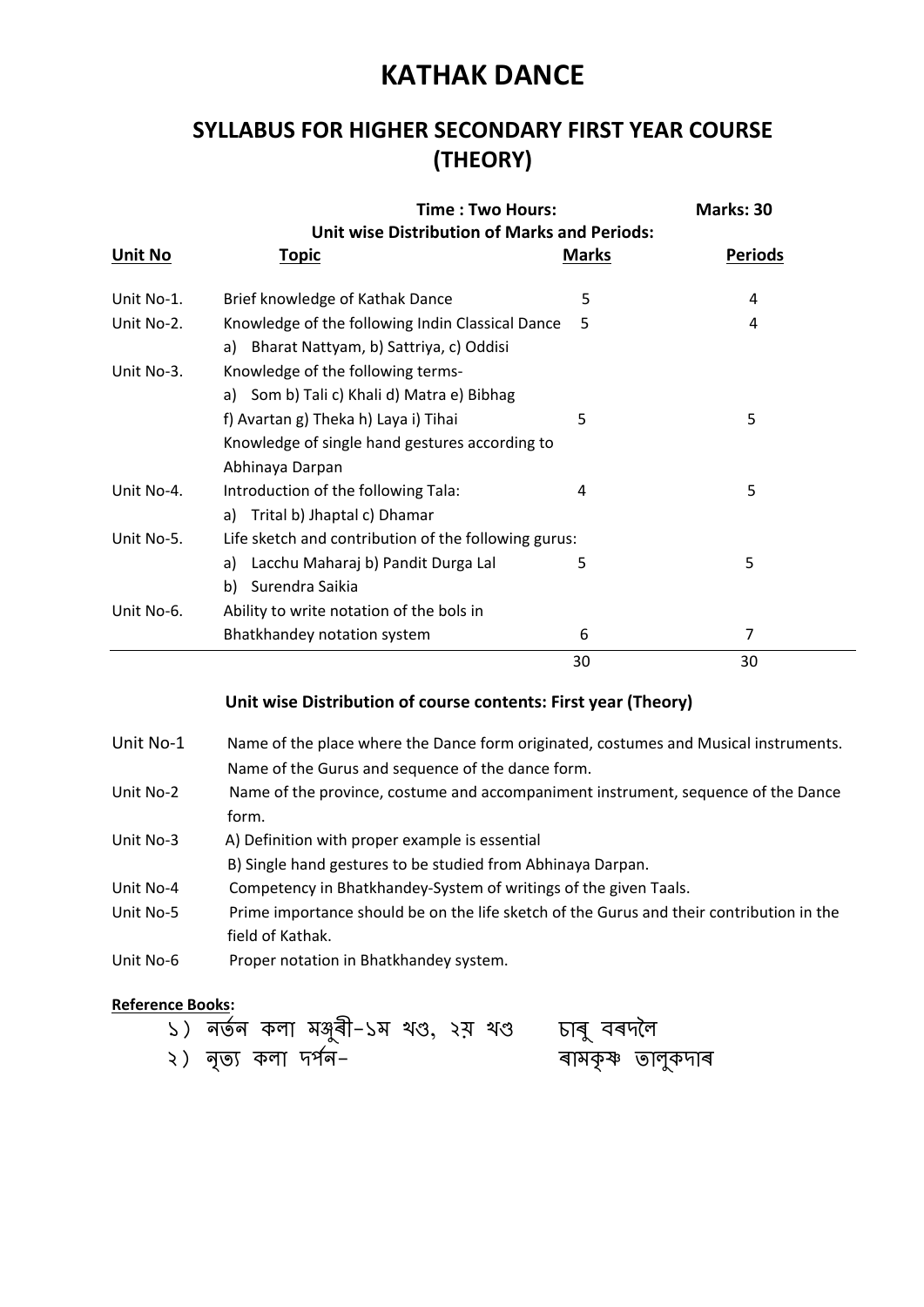# KATHAK DANCE

## SYLLABUS FOR HIGHER SECONDARY FIRST YEAR COURSE (THEORY)

**Time : Two Hours:** **Marks: 30**

**Unit wise Distribution of Marks and Periods:**

| Unit No | Topic | Marks | Periods |
|---|---|---|---|
| Unit No-1. | Brief knowledge of Kathak Dance | 5 | 4 |
| Unit No-2. | Knowledge of the following Indin Classical Dance a) Bharat Nattyam, b) Sattriya, c) Oddisi | 5 | 4 |
| Unit No-3. | Knowledge of the following terms- a) Som b) Tali c) Khali d) Matra e) Bibhag f) Avartan g) Theka h) Laya i) Tihai Knowledge of single hand gestures according to Abhinaya Darpan | 5 | 5 |
| Unit No-4. | Introduction of the following Tala: a) Trital b) Jhaptal c) Dhamar | 4 | 5 |
| Unit No-5. | Life sketch and contribution of the following gurus: a) Lacchu Maharaj b) Pandit Durga Lal b) Surendra Saikia | 5 | 5 |
| Unit No-6. | Ability to write notation of the bols in Bhatkhandey notation system | 6 | 7 |
| | | 30 | 30 |

**Unit wise Distribution of course contents: First year (Theory)**

Unit No-1 Name of the place where the Dance form originated, costumes and Musical instruments. Name of the Gurus and sequence of the dance form.

Unit No-2 Name of the province, costume and accompaniment instrument, sequence of the Dance form.

Unit No-3 A) Definition with proper example is essential
B) Single hand gestures to be studied from Abhinaya Darpan.

Unit No-4 Competency in Bhatkhandey-System of writings of the given Taals.

Unit No-5 Prime importance should be on the life sketch of the Gurus and their contribution in the field of Kathak.

Unit No-6 Proper notation in Bhatkhandey system.

**Reference Books:**

১) নৰ্তন কলা মঞ্জুৰী–১ম খণ্ড, ২য় খণ্ড — চাৰু বৰদলৈ

২) নৃত্য কলা দৰ্পন– — ৰামকৃষ্ণ তালুকদাৰ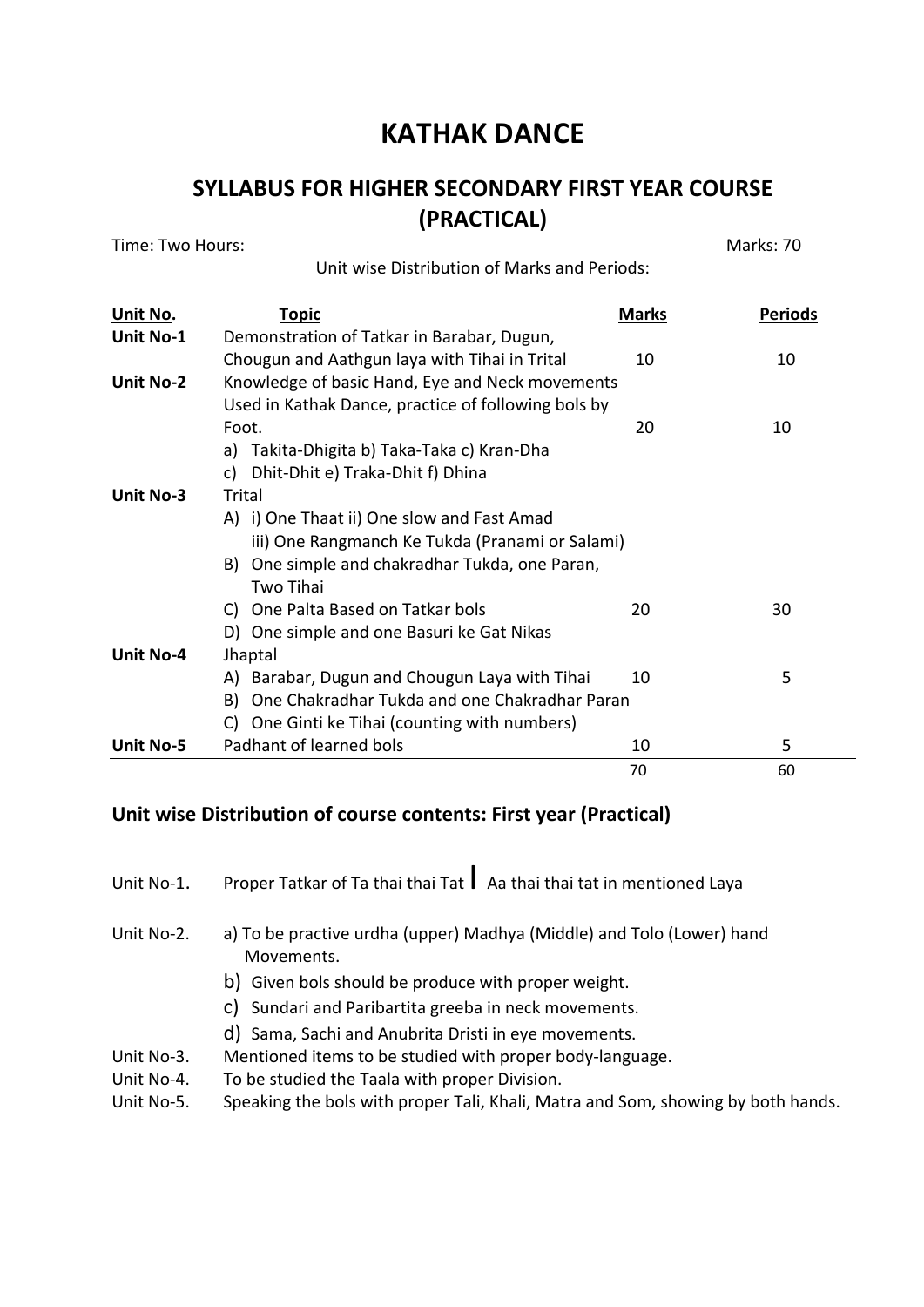# KATHAK DANCE

## SYLLABUS FOR HIGHER SECONDARY FIRST YEAR COURSE (PRACTICAL)

Time: Two Hours: Marks: 70

Unit wise Distribution of Marks and Periods:

| Unit No. | Topic | Marks | Periods |
|---|---|---|---|
| Unit No-1 | Demonstration of Tatkar in Barabar, Dugun, Chougun and Aathgun laya with Tihai in Trital | 10 | 10 |
| Unit No-2 | Knowledge of basic Hand, Eye and Neck movements Used in Kathak Dance, practice of following bols by Foot.<br>a) Takita-Dhigita b) Taka-Taka c) Kran-Dha<br>c) Dhit-Dhit e) Traka-Dhit f) Dhina | 20 | 10 |
| Unit No-3 | Trital<br>A) i) One Thaat ii) One slow and Fast Amad<br>iii) One Rangmanch Ke Tukda (Pranami or Salami)<br>B) One simple and chakradhar Tukda, one Paran, Two Tihai<br>C) One Palta Based on Tatkar bols<br>D) One simple and one Basuri ke Gat Nikas | 20 | 30 |
| Unit No-4 | Jhaptal<br>A) Barabar, Dugun and Chougun Laya with Tihai<br>B) One Chakradhar Tukda and one Chakradhar Paran<br>C) One Ginti ke Tihai (counting with numbers) | 10 | 5 |
| Unit No-5 | Padhant of learned bols | 10 | 5 |
| | | 70 | 60 |

## Unit wise Distribution of course contents: First year (Practical)

Unit No-1. Proper Tatkar of Ta thai thai Tat | Aa thai thai tat in mentioned Laya

Unit No-2.
a) To be practive urdha (upper) Madhya (Middle) and Tolo (Lower) hand Movements.
b) Given bols should be produce with proper weight.
c) Sundari and Paribartita greeba in neck movements.
d) Sama, Sachi and Anubrita Dristi in eye movements.

Unit No-3. Mentioned items to be studied with proper body-language.

Unit No-4. To be studied the Taala with proper Division.

Unit No-5. Speaking the bols with proper Tali, Khali, Matra and Som, showing by both hands.